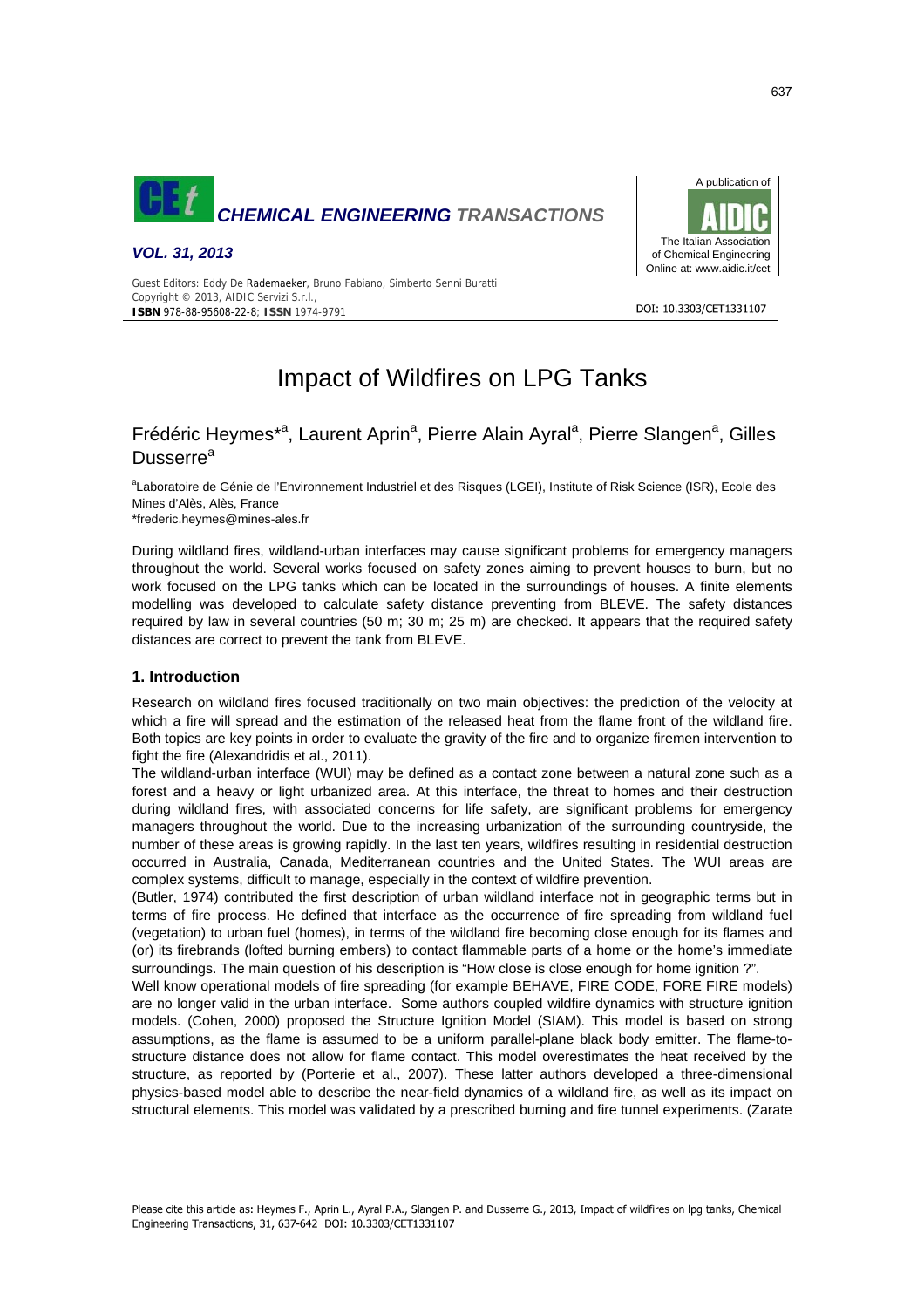# Impact of Wildfires on LPG Tanks

Frédéric Heymes*[a], Laurent Aprin[a], Pierre Alain Ayral[a], Pierre Slangen[a], Gilles Dusserre[a]

[a]Laboratoire de Génie de l'Environnement Industriel et des Risques (LGEI), Institute of Risk Science (ISR), Ecole des Mines d'Alès, Alès, France

*frederic.heymes@mines-ales.fr

During wildland fires, wildland-urban interfaces may cause significant problems for emergency managers throughout the world. Several works focused on safety zones aiming to prevent houses to burn, but no work focused on the LPG tanks which can be located in the surroundings of houses. A finite elements modelling was developed to calculate safety distance preventing from BLEVE. The safety distances required by law in several countries (50 m; 30 m; 25 m) are checked. It appears that the required safety distances are correct to prevent the tank from BLEVE.

## 1. Introduction

Research on wildland fires focused traditionally on two main objectives: the prediction of the velocity at which a fire will spread and the estimation of the released heat from the flame front of the wildland fire. Both topics are key points in order to evaluate the gravity of the fire and to organize firemen intervention to fight the fire (Alexandridis et al., 2011).

The wildland-urban interface (WUI) may be defined as a contact zone between a natural zone such as a forest and a heavy or light urbanized area. At this interface, the threat to homes and their destruction during wildland fires, with associated concerns for life safety, are significant problems for emergency managers throughout the world. Due to the increasing urbanization of the surrounding countryside, the number of these areas is growing rapidly. In the last ten years, wildfires resulting in residential destruction occurred in Australia, Canada, Mediterranean countries and the United States. The WUI areas are complex systems, difficult to manage, especially in the context of wildfire prevention.

(Butler, 1974) contributed the first description of urban wildland interface not in geographic terms but in terms of fire process. He defined that interface as the occurrence of fire spreading from wildland fuel (vegetation) to urban fuel (homes), in terms of the wildland fire becoming close enough for its flames and (or) its firebrands (lofted burning embers) to contact flammable parts of a home or the home's immediate surroundings. The main question of his description is "How close is close enough for home ignition ?".

Well know operational models of fire spreading (for example BEHAVE, FIRE CODE, FORE FIRE models) are no longer valid in the urban interface. Some authors coupled wildfire dynamics with structure ignition models. (Cohen, 2000) proposed the Structure Ignition Model (SIAM). This model is based on strong assumptions, as the flame is assumed to be a uniform parallel-plane black body emitter. The flame-to-structure distance does not allow for flame contact. This model overestimates the heat received by the structure, as reported by (Porterie et al., 2007). These latter authors developed a three-dimensional physics-based model able to describe the near-field dynamics of a wildland fire, as well as its impact on structural elements. This model was validated by a prescribed burning and fire tunnel experiments. (Zarate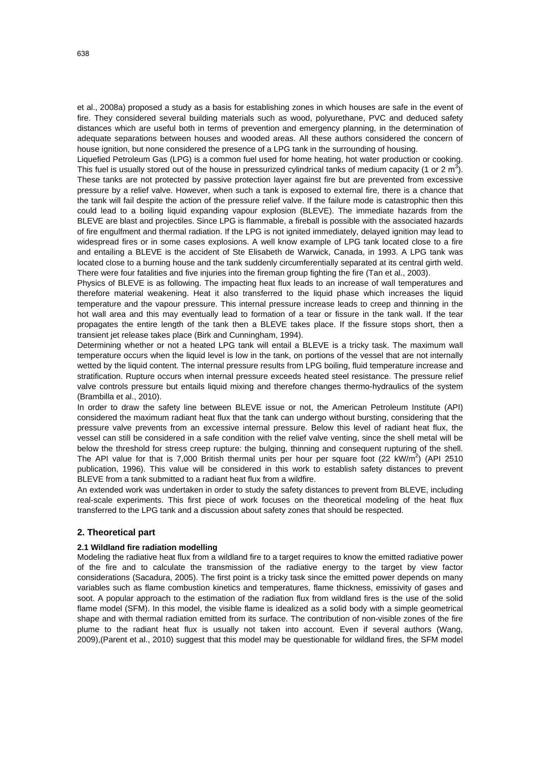et al., 2008a) proposed a study as a basis for establishing zones in which houses are safe in the event of fire. They considered several building materials such as wood, polyurethane, PVC and deduced safety distances which are useful both in terms of prevention and emergency planning, in the determination of adequate separations between houses and wooded areas. All these authors considered the concern of house ignition, but none considered the presence of a LPG tank in the surrounding of housing.

Liquefied Petroleum Gas (LPG) is a common fuel used for home heating, hot water production or cooking. This fuel is usually stored out of the house in pressurized cylindrical tanks of medium capacity (1 or 2 $m^3$). These tanks are not protected by passive protection layer against fire but are prevented from excessive pressure by a relief valve. However, when such a tank is exposed to external fire, there is a chance that the tank will fail despite the action of the pressure relief valve. If the failure mode is catastrophic then this could lead to a boiling liquid expanding vapour explosion (BLEVE). The immediate hazards from the BLEVE are blast and projectiles. Since LPG is flammable, a fireball is possible with the associated hazards of fire engulfment and thermal radiation. If the LPG is not ignited immediately, delayed ignition may lead to widespread fires or in some cases explosions. A well know example of LPG tank located close to a fire and entailing a BLEVE is the accident of Ste Elisabeth de Warwick, Canada, in 1993. A LPG tank was located close to a burning house and the tank suddenly circumferentially separated at its central girth weld. There were four fatalities and five injuries into the fireman group fighting the fire (Tan et al., 2003).

Physics of BLEVE is as following. The impacting heat flux leads to an increase of wall temperatures and therefore material weakening. Heat it also transferred to the liquid phase which increases the liquid temperature and the vapour pressure. This internal pressure increase leads to creep and thinning in the hot wall area and this may eventually lead to formation of a tear or fissure in the tank wall. If the tear propagates the entire length of the tank then a BLEVE takes place. If the fissure stops short, then a transient jet release takes place (Birk and Cunningham, 1994).

Determining whether or not a heated LPG tank will entail a BLEVE is a tricky task. The maximum wall temperature occurs when the liquid level is low in the tank, on portions of the vessel that are not internally wetted by the liquid content. The internal pressure results from LPG boiling, fluid temperature increase and stratification. Rupture occurs when internal pressure exceeds heated steel resistance. The pressure relief valve controls pressure but entails liquid mixing and therefore changes thermo-hydraulics of the system (Brambilla et al., 2010).

In order to draw the safety line between BLEVE issue or not, the American Petroleum Institute (API) considered the maximum radiant heat flux that the tank can undergo without bursting, considering that the pressure valve prevents from an excessive internal pressure. Below this level of radiant heat flux, the vessel can still be considered in a safe condition with the relief valve venting, since the shell metal will be below the threshold for stress creep rupture: the bulging, thinning and consequent rupturing of the shell. The API value for that is 7,000 British thermal units per hour per square foot (22 $kW/m^2$) (API 2510 publication, 1996). This value will be considered in this work to establish safety distances to prevent BLEVE from a tank submitted to a radiant heat flux from a wildfire.

An extended work was undertaken in order to study the safety distances to prevent from BLEVE, including real-scale experiments. This first piece of work focuses on the theoretical modeling of the heat flux transferred to the LPG tank and a discussion about safety zones that should be respected.

## 2. Theoretical part

### 2.1 Wildland fire radiation modelling

Modeling the radiative heat flux from a wildland fire to a target requires to know the emitted radiative power of the fire and to calculate the transmission of the radiative energy to the target by view factor considerations (Sacadura, 2005). The first point is a tricky task since the emitted power depends on many variables such as flame combustion kinetics and temperatures, flame thickness, emissivity of gases and soot. A popular approach to the estimation of the radiation flux from wildland fires is the use of the solid flame model (SFM). In this model, the visible flame is idealized as a solid body with a simple geometrical shape and with thermal radiation emitted from its surface. The contribution of non-visible zones of the fire plume to the radiant heat flux is usually not taken into account. Even if several authors (Wang, 2009),(Parent et al., 2010) suggest that this model may be questionable for wildland fires, the SFM model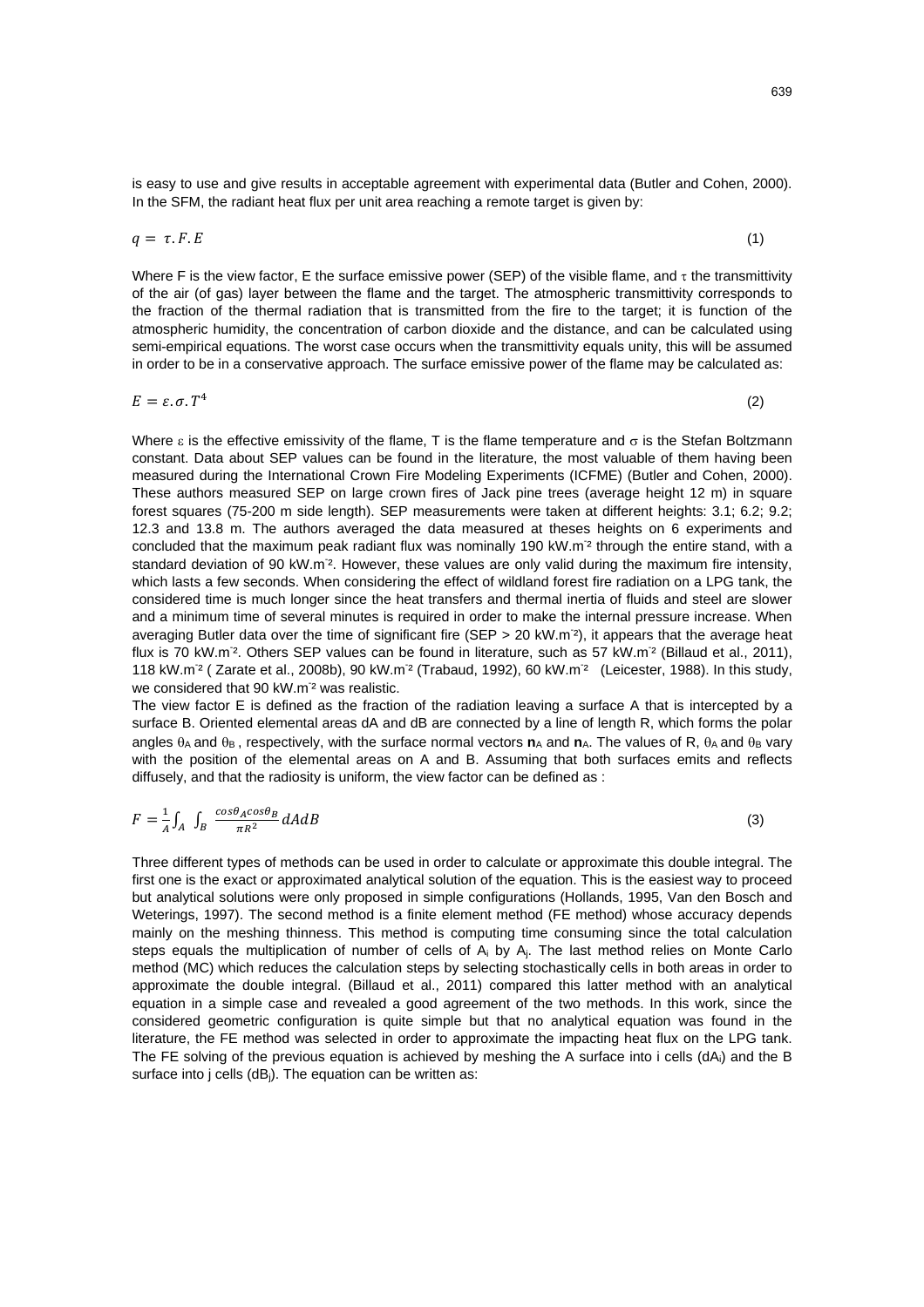is easy to use and give results in acceptable agreement with experimental data (Butler and Cohen, 2000). In the SFM, the radiant heat flux per unit area reaching a remote target is given by:

$$q = \tau.F.E \tag{1}$$

Where F is the view factor, E the surface emissive power (SEP) of the visible flame, and $\tau$ the transmittivity of the air (of gas) layer between the flame and the target. The atmospheric transmittivity corresponds to the fraction of the thermal radiation that is transmitted from the fire to the target; it is function of the atmospheric humidity, the concentration of carbon dioxide and the distance, and can be calculated using semi-empirical equations. The worst case occurs when the transmittivity equals unity, this will be assumed in order to be in a conservative approach. The surface emissive power of the flame may be calculated as:

$$E = \varepsilon.\sigma.T^4 \tag{2}$$

Where $\varepsilon$ is the effective emissivity of the flame, T is the flame temperature and $\sigma$ is the Stefan Boltzmann constant. Data about SEP values can be found in the literature, the most valuable of them having been measured during the International Crown Fire Modeling Experiments (ICFME) (Butler and Cohen, 2000). These authors measured SEP on large crown fires of Jack pine trees (average height 12 m) in square forest squares (75-200 m side length). SEP measurements were taken at different heights: 3.1; 6.2; 9.2; 12.3 and 13.8 m. The authors averaged the data measured at theses heights on 6 experiments and concluded that the maximum peak radiant flux was nominally 190 kW.m$^{-2}$ through the entire stand, with a standard deviation of 90 kW.m$^{-2}$. However, these values are only valid during the maximum fire intensity, which lasts a few seconds. When considering the effect of wildland forest fire radiation on a LPG tank, the considered time is much longer since the heat transfers and thermal inertia of fluids and steel are slower and a minimum time of several minutes is required in order to make the internal pressure increase. When averaging Butler data over the time of significant fire (SEP > 20 kW.m$^{-2}$), it appears that the average heat flux is 70 kW.m$^{-2}$. Others SEP values can be found in literature, such as 57 kW.m$^{-2}$ (Billaud et al., 2011), 118 kW.m$^{-2}$ ( Zarate et al., 2008b), 90 kW.m$^{-2}$ (Trabaud, 1992), 60 kW.m$^{-2}$ (Leicester, 1988). In this study, we considered that 90 kW.m$^{-2}$ was realistic.

The view factor E is defined as the fraction of the radiation leaving a surface A that is intercepted by a surface B. Oriented elemental areas dA and dB are connected by a line of length R, which forms the polar angles $\theta_A$ and $\theta_B$, respectively, with the surface normal vectors $\mathbf{n}_A$ and $\mathbf{n}_A$. The values of R, $\theta_A$ and $\theta_B$ vary with the position of the elemental areas on A and B. Assuming that both surfaces emits and reflects diffusely, and that the radiosity is uniform, the view factor can be defined as :

$$F = \frac{1}{A}\int_A \int_B \frac{\cos\theta_A \cos\theta_B}{\pi R^2} dAdB \tag{3}$$

Three different types of methods can be used in order to calculate or approximate this double integral. The first one is the exact or approximated analytical solution of the equation. This is the easiest way to proceed but analytical solutions were only proposed in simple configurations (Hollands, 1995, Van den Bosch and Weterings, 1997). The second method is a finite element method (FE method) whose accuracy depends mainly on the meshing thinness. This method is computing time consuming since the total calculation steps equals the multiplication of number of cells of $A_i$ by $A_j$. The last method relies on Monte Carlo method (MC) which reduces the calculation steps by selecting stochastically cells in both areas in order to approximate the double integral. (Billaud et al., 2011) compared this latter method with an analytical equation in a simple case and revealed a good agreement of the two methods. In this work, since the considered geometric configuration is quite simple but that no analytical equation was found in the literature, the FE method was selected in order to approximate the impacting heat flux on the LPG tank. The FE solving of the previous equation is achieved by meshing the A surface into i cells ($dA_i$) and the B surface into j cells ($dB_j$). The equation can be written as: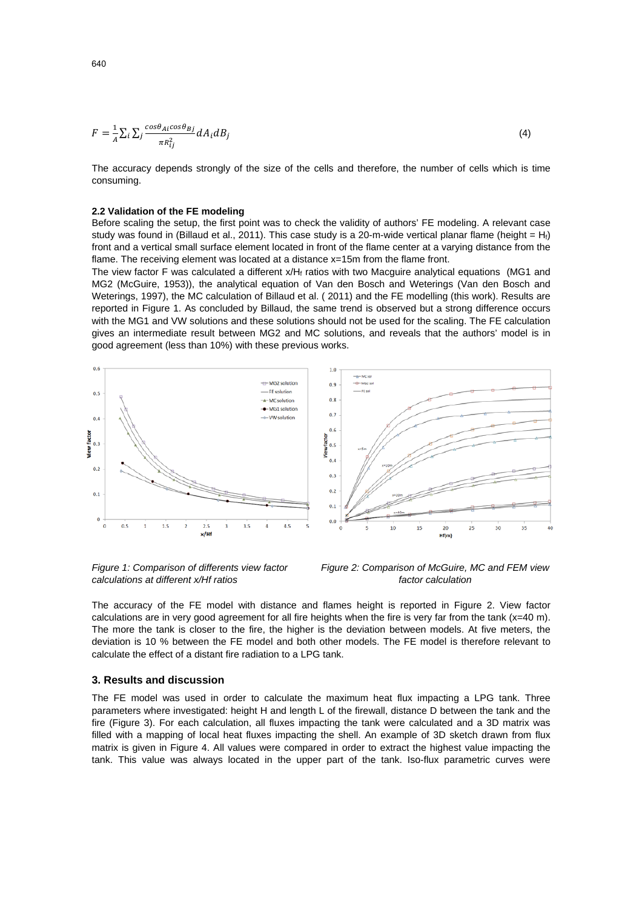$$F = \frac{1}{A}\sum_i \sum_j \frac{\cos\theta_{Ai}\cos\theta_{Bj}}{\pi R_{ij}^2} dA_i dB_j \tag{4}$$

The accuracy depends strongly of the size of the cells and therefore, the number of cells which is time consuming.

### 2.2 Validation of the FE modeling

Before scaling the setup, the first point was to check the validity of authors' FE modeling. A relevant case study was found in (Billaud et al., 2011). This case study is a 20-m-wide vertical planar flame (height = $H_f$) front and a vertical small surface element located in front of the flame center at a varying distance from the flame. The receiving element was located at a distance x=15m from the flame front.

The view factor F was calculated a different $x/H_f$ ratios with two Macguire analytical equations (MG1 and MG2 (McGuire, 1953)), the analytical equation of Van den Bosch and Weterings (Van den Bosch and Weterings, 1997), the MC calculation of Billaud et al. ( 2011) and the FE modelling (this work). Results are reported in Figure 1. As concluded by Billaud, the same trend is observed but a strong difference occurs with the MG1 and VW solutions and these solutions should not be used for the scaling. The FE calculation gives an intermediate result between MG2 and MC solutions, and reveals that the authors' model is in good agreement (less than 10%) with these previous works.

*Figure 1: Comparison of differents view factor calculations at different x/Hf ratios*

*Figure 2: Comparison of McGuire, MC and FEM view factor calculation*

The accuracy of the FE model with distance and flames height is reported in Figure 2. View factor calculations are in very good agreement for all fire heights when the fire is very far from the tank (x=40 m). The more the tank is closer to the fire, the higher is the deviation between models. At five meters, the deviation is 10 % between the FE model and both other models. The FE model is therefore relevant to calculate the effect of a distant fire radiation to a LPG tank.

## 3. Results and discussion

The FE model was used in order to calculate the maximum heat flux impacting a LPG tank. Three parameters where investigated: height H and length L of the firewall, distance D between the tank and the fire (Figure 3). For each calculation, all fluxes impacting the tank were calculated and a 3D matrix was filled with a mapping of local heat fluxes impacting the shell. An example of 3D sketch drawn from flux matrix is given in Figure 4. All values were compared in order to extract the highest value impacting the tank. This value was always located in the upper part of the tank. Iso-flux parametric curves were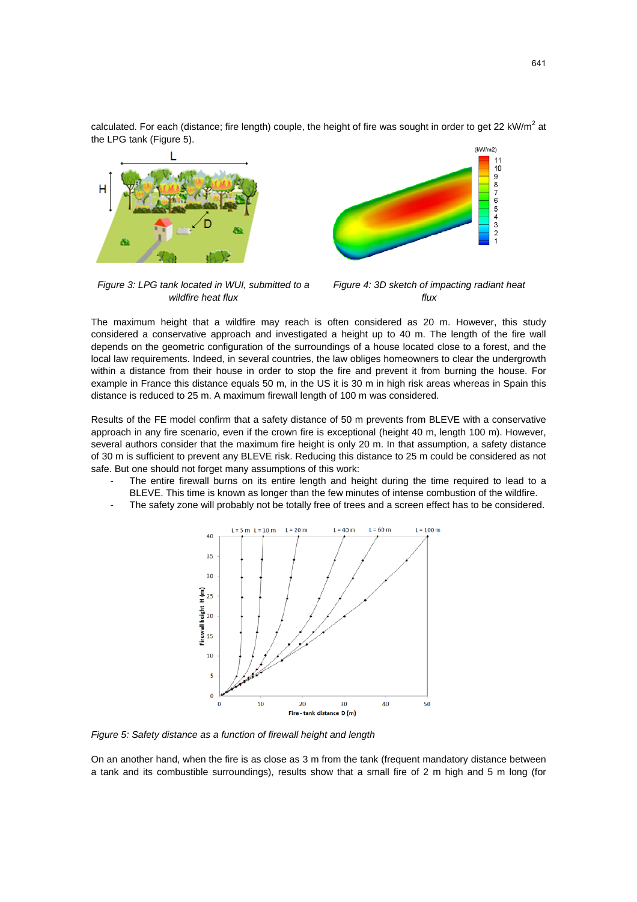calculated. For each (distance; fire length) couple, the height of fire was sought in order to get 22 kW/m$^2$ at the LPG tank (Figure 5).

*Figure 3: LPG tank located in WUI, submitted to a wildfire heat flux*

*Figure 4: 3D sketch of impacting radiant heat flux*

The maximum height that a wildfire may reach is often considered as 20 m. However, this study considered a conservative approach and investigated a height up to 40 m. The length of the fire wall depends on the geometric configuration of the surroundings of a house located close to a forest, and the local law requirements. Indeed, in several countries, the law obliges homeowners to clear the undergrowth within a distance from their house in order to stop the fire and prevent it from burning the house. For example in France this distance equals 50 m, in the US it is 30 m in high risk areas whereas in Spain this distance is reduced to 25 m. A maximum firewall length of 100 m was considered.

Results of the FE model confirm that a safety distance of 50 m prevents from BLEVE with a conservative approach in any fire scenario, even if the crown fire is exceptional (height 40 m, length 100 m). However, several authors consider that the maximum fire height is only 20 m. In that assumption, a safety distance of 30 m is sufficient to prevent any BLEVE risk. Reducing this distance to 25 m could be considered as not safe. But one should not forget many assumptions of this work:

- The entire firewall burns on its entire length and height during the time required to lead to a BLEVE. This time is known as longer than the few minutes of intense combustion of the wildfire.
- The safety zone will probably not be totally free of trees and a screen effect has to be considered.

*Figure 5: Safety distance as a function of firewall height and length*

On an another hand, when the fire is as close as 3 m from the tank (frequent mandatory distance between a tank and its combustible surroundings), results show that a small fire of 2 m high and 5 m long (for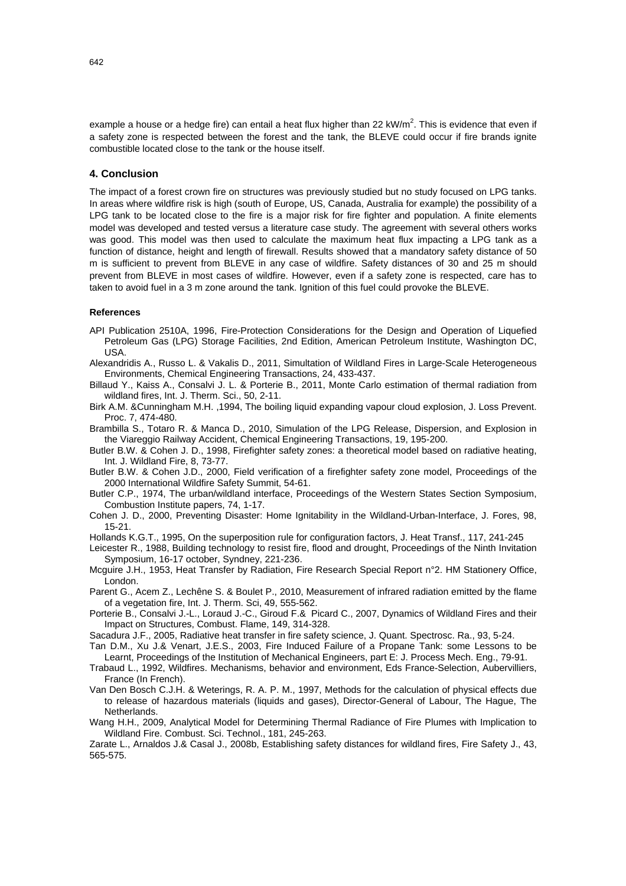example a house or a hedge fire) can entail a heat flux higher than 22 kW/m$^2$. This is evidence that even if a safety zone is respected between the forest and the tank, the BLEVE could occur if fire brands ignite combustible located close to the tank or the house itself.

## 4. Conclusion

The impact of a forest crown fire on structures was previously studied but no study focused on LPG tanks. In areas where wildfire risk is high (south of Europe, US, Canada, Australia for example) the possibility of a LPG tank to be located close to the fire is a major risk for fire fighter and population. A finite elements model was developed and tested versus a literature case study. The agreement with several others works was good. This model was then used to calculate the maximum heat flux impacting a LPG tank as a function of distance, height and length of firewall. Results showed that a mandatory safety distance of 50 m is sufficient to prevent from BLEVE in any case of wildfire. Safety distances of 30 and 25 m should prevent from BLEVE in most cases of wildfire. However, even if a safety zone is respected, care has to taken to avoid fuel in a 3 m zone around the tank. Ignition of this fuel could provoke the BLEVE.

### References

API Publication 2510A, 1996, Fire-Protection Considerations for the Design and Operation of Liquefied Petroleum Gas (LPG) Storage Facilities, 2nd Edition, American Petroleum Institute, Washington DC, USA.

Alexandridis A., Russo L. & Vakalis D., 2011, Simultation of Wildland Fires in Large-Scale Heterogeneous Environments, Chemical Engineering Transactions, 24, 433-437.

Billaud Y., Kaiss A., Consalvi J. L. & Porterie B., 2011, Monte Carlo estimation of thermal radiation from wildland fires, Int. J. Therm. Sci., 50, 2-11.

Birk A.M. &Cunningham M.H. ,1994, The boiling liquid expanding vapour cloud explosion, J. Loss Prevent. Proc. 7, 474-480.

Brambilla S., Totaro R. & Manca D., 2010, Simulation of the LPG Release, Dispersion, and Explosion in the Viareggio Railway Accident, Chemical Engineering Transactions, 19, 195-200.

Butler B.W. & Cohen J. D., 1998, Firefighter safety zones: a theoretical model based on radiative heating, Int. J. Wildland Fire, 8, 73-77.

Butler B.W. & Cohen J.D., 2000, Field verification of a firefighter safety zone model, Proceedings of the 2000 International Wildfire Safety Summit, 54-61.

Butler C.P., 1974, The urban/wildland interface, Proceedings of the Western States Section Symposium, Combustion Institute papers, 74, 1-17.

Cohen J. D., 2000, Preventing Disaster: Home Ignitability in the Wildland-Urban-Interface, J. Fores, 98, 15-21.

Hollands K.G.T., 1995, On the superposition rule for configuration factors, J. Heat Transf., 117, 241-245

Leicester R., 1988, Building technology to resist fire, flood and drought, Proceedings of the Ninth Invitation Symposium, 16-17 october, Syndney, 221-236.

Mcguire J.H., 1953, Heat Transfer by Radiation, Fire Research Special Report n°2. HM Stationery Office, London.

Parent G., Acem Z., Lechêne S. & Boulet P., 2010, Measurement of infrared radiation emitted by the flame of a vegetation fire, Int. J. Therm. Sci, 49, 555-562.

Porterie B., Consalvi J.-L., Loraud J.-C., Giroud F.& Picard C., 2007, Dynamics of Wildland Fires and their Impact on Structures, Combust. Flame, 149, 314-328.

Sacadura J.F., 2005, Radiative heat transfer in fire safety science, J. Quant. Spectrosc. Ra., 93, 5-24.

Tan D.M., Xu J.& Venart, J.E.S., 2003, Fire Induced Failure of a Propane Tank: some Lessons to be Learnt, Proceedings of the Institution of Mechanical Engineers, part E: J. Process Mech. Eng., 79-91.

Trabaud L., 1992, Wildfires. Mechanisms, behavior and environment, Eds France-Selection, Aubervilliers, France (In French).

Van Den Bosch C.J.H. & Weterings, R. A. P. M., 1997, Methods for the calculation of physical effects due to release of hazardous materials (liquids and gases), Director-General of Labour, The Hague, The Netherlands.

Wang H.H., 2009, Analytical Model for Determining Thermal Radiance of Fire Plumes with Implication to Wildland Fire. Combust. Sci. Technol., 181, 245-263.

Zarate L., Arnaldos J.& Casal J., 2008b, Establishing safety distances for wildland fires, Fire Safety J., 43, 565-575.